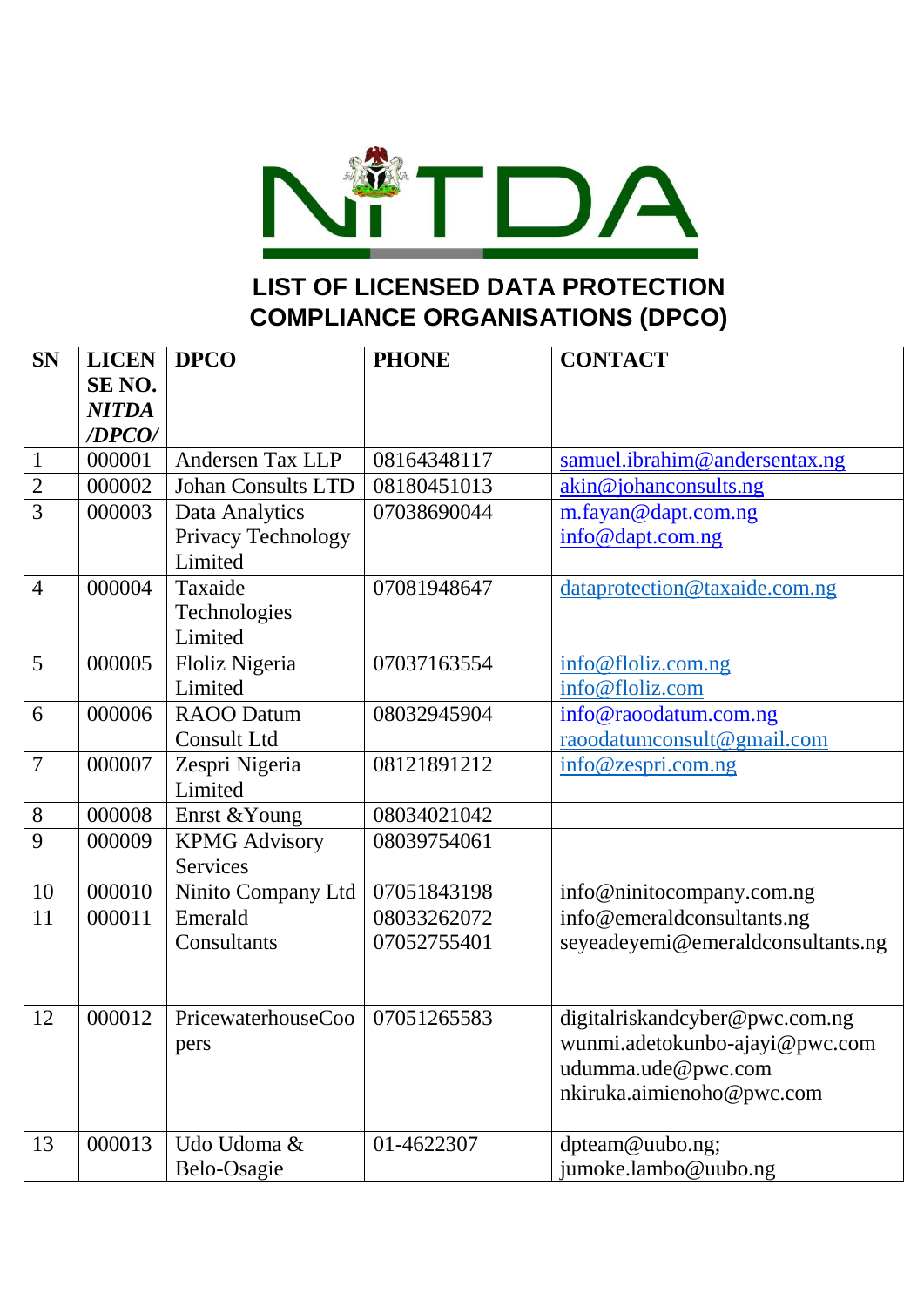# LIST OF LICENSED DATA PROTECTION COMPLIANCE ORGANISATIONS (DPCO)

| SN | LICENSE NO. *NITDA /DPCO/* | DPCO | PHONE | CONTACT |
|---|---|---|---|---|
| 1 | 000001 | Andersen Tax LLP | 08164348117 | samuel.ibrahim@andersentax.ng |
| 2 | 000002 | Johan Consults LTD | 08180451013 | akin@johanconsults.ng |
| 3 | 000003 | Data Analytics Privacy Technology Limited | 07038690044 | m.fayan@dapt.com.ng info@dapt.com.ng |
| 4 | 000004 | Taxaide Technologies Limited | 07081948647 | dataprotection@taxaide.com.ng |
| 5 | 000005 | Floliz Nigeria Limited | 07037163554 | info@floliz.com.ng info@floliz.com |
| 6 | 000006 | RAOO Datum Consult Ltd | 08032945904 | info@raoodatum.com.ng raoodatumconsult@gmail.com |
| 7 | 000007 | Zespri Nigeria Limited | 08121891212 | info@zespri.com.ng |
| 8 | 000008 | Enrst &Young | 08034021042 | |
| 9 | 000009 | KPMG Advisory Services | 08039754061 | |
| 10 | 000010 | Ninito Company Ltd | 07051843198 | info@ninitocompany.com.ng |
| 11 | 000011 | Emerald Consultants | 08033262072 07052755401 | info@emeraldconsultants.ng seyeadeyemi@emeraldconsultants.ng |
| 12 | 000012 | PricewaterhouseCoopers | 07051265583 | digitalriskandcyber@pwc.com.ng wunmi.adetokunbo-ajayi@pwc.com udumma.ude@pwc.com nkiruka.aimienoho@pwc.com |
| 13 | 000013 | Udo Udoma & Belo-Osagie | 01-4622307 | dpteam@uubo.ng; jumoke.lambo@uubo.ng |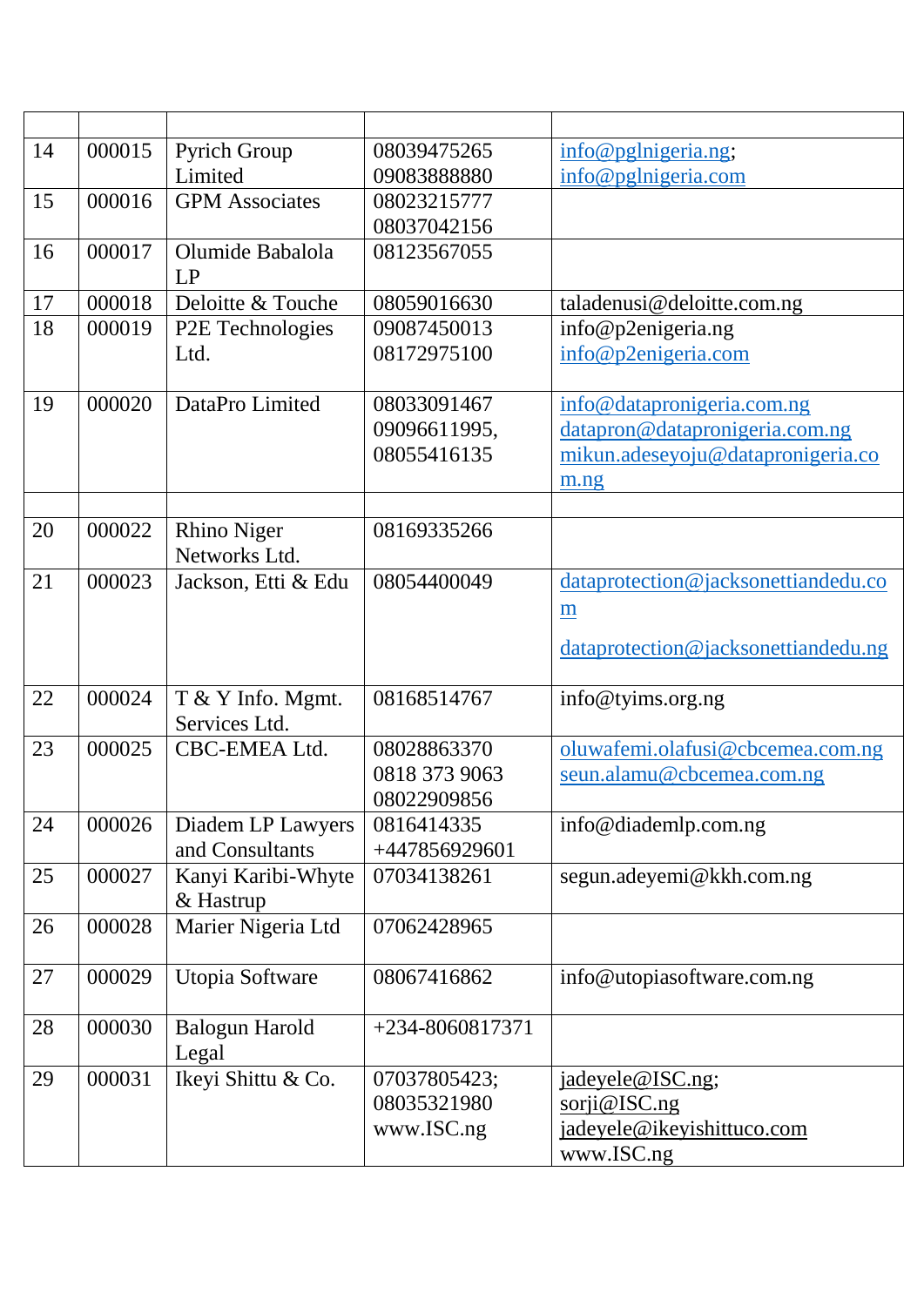| | | | | |
|---|---|---|---|---|
| 14 | 000015 | Pyrich Group Limited | 08039475265 09083888880 | info@pglnigeria.ng; info@pglnigeria.com |
| 15 | 000016 | GPM Associates | 08023215777 08037042156 | |
| 16 | 000017 | Olumide Babalola LP | 08123567055 | |
| 17 | 000018 | Deloitte & Touche | 08059016630 | taladenusi@deloitte.com.ng |
| 18 | 000019 | P2E Technologies Ltd. | 09087450013 08172975100 | info@p2enigeria.ng info@p2enigeria.com |
| 19 | 000020 | DataPro Limited | 08033091467 09096611995, 08055416135 | info@datapronigeria.com.ng datapron@datapronigeria.com.ng mikun.adeseyoju@datapronigeria.com.ng |
| | | | | |
| 20 | 000022 | Rhino Niger Networks Ltd. | 08169335266 | |
| 21 | 000023 | Jackson, Etti & Edu | 08054400049 | dataprotection@jacksonettiandedu.com dataprotection@jacksonettiandedu.ng |
| 22 | 000024 | T & Y Info. Mgmt. Services Ltd. | 08168514767 | info@tyims.org.ng |
| 23 | 000025 | CBC-EMEA Ltd. | 08028863370 0818 373 9063 08022909856 | oluwafemi.olafusi@cbcemea.com.ng seun.alamu@cbcemea.com.ng |
| 24 | 000026 | Diadem LP Lawyers and Consultants | 0816414335 +447856929601 | info@diademlp.com.ng |
| 25 | 000027 | Kanyi Karibi-Whyte & Hastrup | 07034138261 | segun.adeyemi@kkh.com.ng |
| 26 | 000028 | Marier Nigeria Ltd | 07062428965 | |
| 27 | 000029 | Utopia Software | 08067416862 | info@utopiasoftware.com.ng |
| 28 | 000030 | Balogun Harold Legal | +234-8060817371 | |
| 29 | 000031 | Ikeyi Shittu & Co. | 07037805423; 08035321980 www.ISC.ng | jadeyele@ISC.ng; sorji@ISC.ng jadeyele@ikeyishittuco.com www.ISC.ng |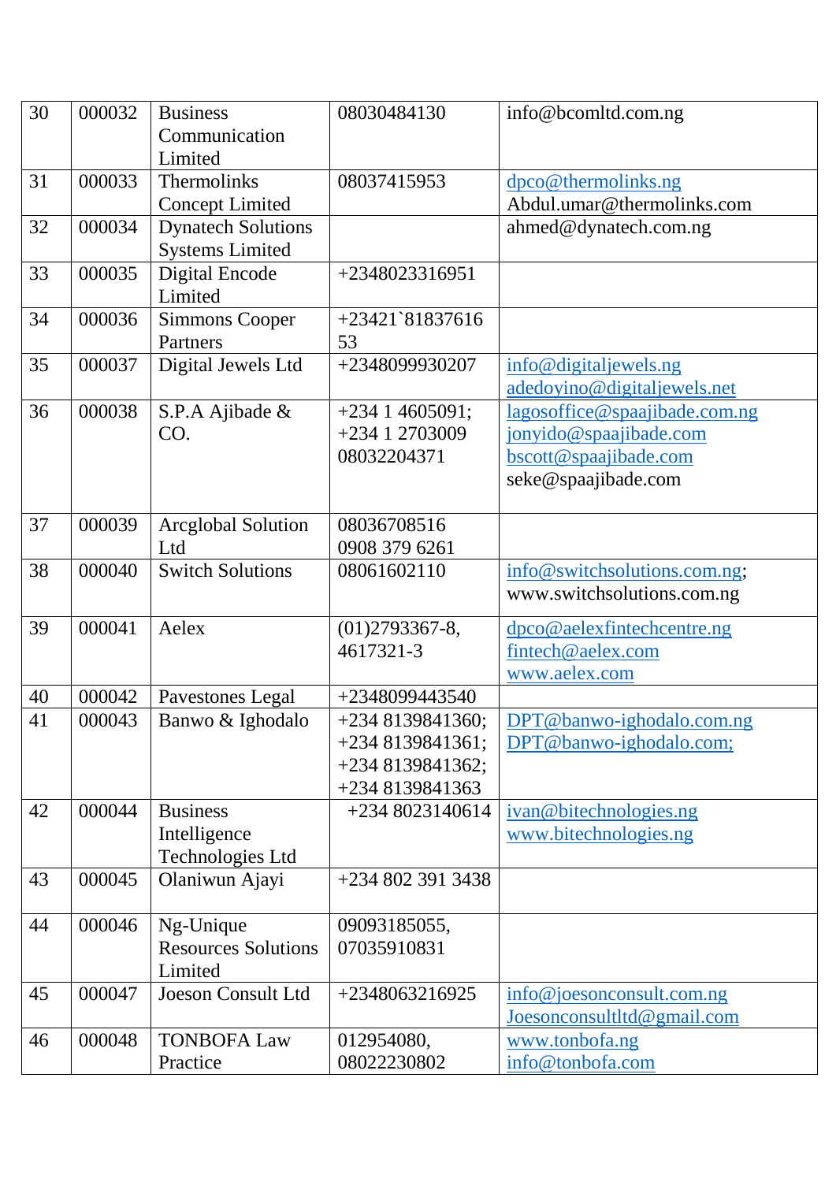| 30 | 000032 | Business Communication Limited | 08030484130 | info@bcomltd.com.ng |
|---|---|---|---|---|
| 31 | 000033 | Thermolinks Concept Limited | 08037415953 | dpco@thermolinks.ng Abdul.umar@thermolinks.com |
| 32 | 000034 | Dynatech Solutions Systems Limited | | ahmed@dynatech.com.ng |
| 33 | 000035 | Digital Encode Limited | +2348023316951 | |
| 34 | 000036 | Simmons Cooper Partners | +23421`8183761653 | |
| 35 | 000037 | Digital Jewels Ltd | +2348099930207 | info@digitaljewels.ng adedoyino@digitaljewels.net |
| 36 | 000038 | S.P.A Ajibade & CO. | +234 1 4605091; +234 1 2703009 08032204371 | lagosoffice@spaajibade.com.ng jonyido@spaajibade.com bscott@spaajibade.com seke@spaajibade.com |
| 37 | 000039 | Arcglobal Solution Ltd | 08036708516 0908 379 6261 | |
| 38 | 000040 | Switch Solutions | 08061602110 | info@switchsolutions.com.ng; www.switchsolutions.com.ng |
| 39 | 000041 | Aelex | (01)2793367-8, 4617321-3 | dpco@aelexfintechcentre.ng fintech@aelex.com www.aelex.com |
| 40 | 000042 | Pavestones Legal | +2348099443540 | |
| 41 | 000043 | Banwo & Ighodalo | +234 8139841360; +234 8139841361; +234 8139841362; +234 8139841363 | DPT@banwo-ighodalo.com.ng DPT@banwo-ighodalo.com; |
| 42 | 000044 | Business Intelligence Technologies Ltd | +234 8023140614 | ivan@bitechnologies.ng www.bitechnologies.ng |
| 43 | 000045 | Olaniwun Ajayi | +234 802 391 3438 | |
| 44 | 000046 | Ng-Unique Resources Solutions Limited | 09093185055, 07035910831 | |
| 45 | 000047 | Joeson Consult Ltd | +2348063216925 | info@joesonconsult.com.ng Joesonconsultltd@gmail.com |
| 46 | 000048 | TONBOFA Law Practice | 012954080, 08022230802 | www.tonbofa.ng info@tonbofa.com |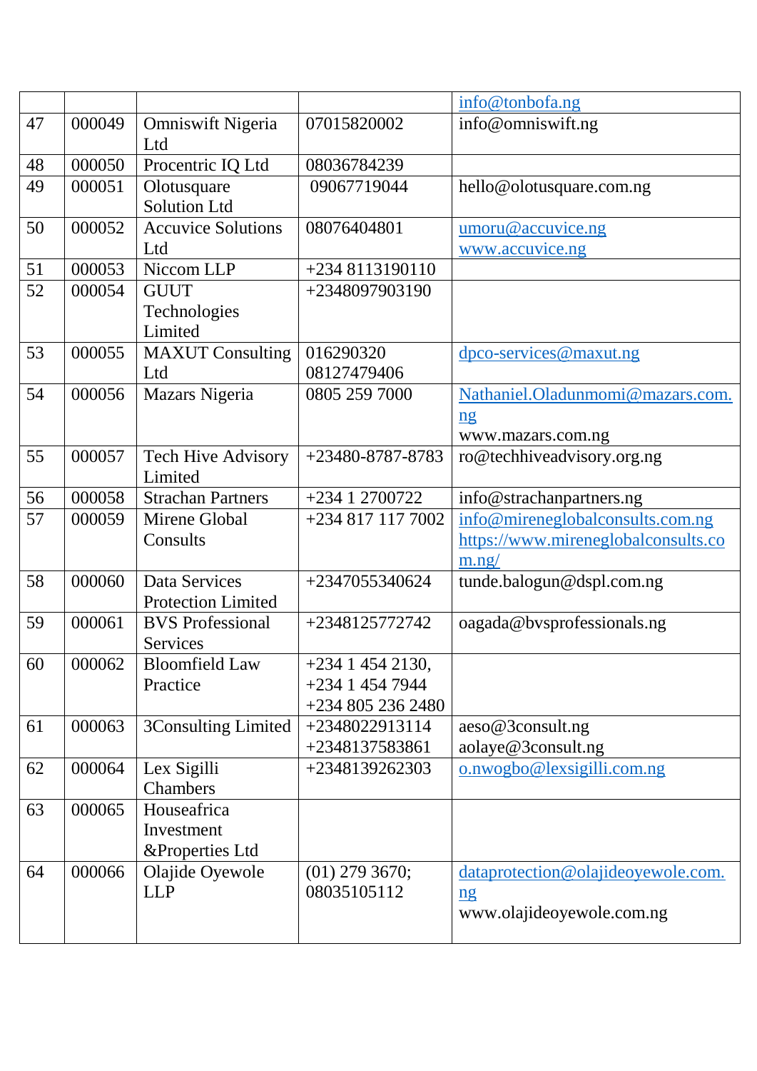| | | | | |
|---|---|---|---|---|
| | | | | info@tonbofa.ng |
| 47 | 000049 | Omniswift Nigeria Ltd | 07015820002 | info@omniswift.ng |
| 48 | 000050 | Procentric IQ Ltd | 08036784239 | |
| 49 | 000051 | Olotusquare Solution Ltd | 09067719044 | hello@olotusquare.com.ng |
| 50 | 000052 | Accuvice Solutions Ltd | 08076404801 | umoru@accuvice.ng www.accuvice.ng |
| 51 | 000053 | Niccom LLP | +234 8113190110 | |
| 52 | 000054 | GUUT Technologies Limited | +2348097903190 | |
| 53 | 000055 | MAXUT Consulting Ltd | 016290320 08127479406 | dpco-services@maxut.ng |
| 54 | 000056 | Mazars Nigeria | 0805 259 7000 | Nathaniel.Oladunmomi@mazars.com.ng www.mazars.com.ng |
| 55 | 000057 | Tech Hive Advisory Limited | +23480-8787-8783 | ro@techhiveadvisory.org.ng |
| 56 | 000058 | Strachan Partners | +234 1 2700722 | info@strachanpartners.ng |
| 57 | 000059 | Mirene Global Consults | +234 817 117 7002 | info@mireneglobalconsults.com.ng https://www.mireneglobalconsults.com.ng/ |
| 58 | 000060 | Data Services Protection Limited | +2347055340624 | tunde.balogun@dspl.com.ng |
| 59 | 000061 | BVS Professional Services | +2348125772742 | oagada@bvsprofessionals.ng |
| 60 | 000062 | Bloomfield Law Practice | +234 1 454 2130, +234 1 454 7944 +234 805 236 2480 | |
| 61 | 000063 | 3Consulting Limited | +2348022913114 +2348137583861 | aeso@3consult.ng aolaye@3consult.ng |
| 62 | 000064 | Lex Sigilli Chambers | +2348139262303 | o.nwogbo@lexsigilli.com.ng |
| 63 | 000065 | Houseafrica Investment &Properties Ltd | | |
| 64 | 000066 | Olajide Oyewole LLP | (01) 279 3670; 08035105112 | dataprotection@olajideoyewole.com.ng www.olajideoyewole.com.ng |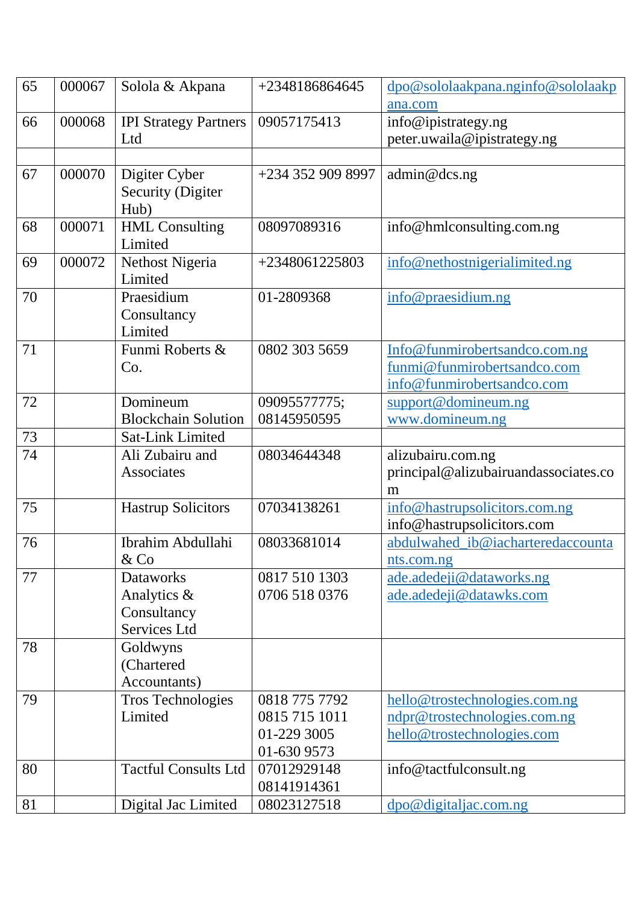| 65 | 000067 | Solola & Akpana | +2348186864645 | dpo@sololaakpana.nginfo@sololaakpana.com |
|---|---|---|---|---|
| 66 | 000068 | IPI Strategy Partners Ltd | 09057175413 | info@ipistrategy.ng peter.uwaila@ipistrategy.ng |
| | | | | |
| 67 | 000070 | Digiter Cyber Security (Digiter Hub) | +234 352 909 8997 | admin@dcs.ng |
| 68 | 000071 | HML Consulting Limited | 08097089316 | info@hmlconsulting.com.ng |
| 69 | 000072 | Nethost Nigeria Limited | +2348061225803 | info@nethostnigerialimited.ng |
| 70 | | Praesidium Consultancy Limited | 01-2809368 | info@praesidium.ng |
| 71 | | Funmi Roberts & Co. | 0802 303 5659 | Info@funmirobertsandco.com.ng funmi@funmirobertsandco.com info@funmirobertsandco.com |
| 72 | | Domineum Blockchain Solution | 09095577775; 08145950595 | support@domineum.ng www.domineum.ng |
| 73 | | Sat-Link Limited | | |
| 74 | | Ali Zubairu and Associates | 08034644348 | alizubairu.com.ng principal@alizubairuandassociates.com |
| 75 | | Hastrup Solicitors | 07034138261 | info@hastrupsolicitors.com.ng info@hastrupsolicitors.com |
| 76 | | Ibrahim Abdullahi & Co | 08033681014 | abdulwahed_ib@iacharteredaccountants.com.ng |
| 77 | | Dataworks Analytics & Consultancy Services Ltd | 0817 510 1303 0706 518 0376 | ade.adedeji@dataworks.ng ade.adedeji@datawks.com |
| 78 | | Goldwyns (Chartered Accountants) | | |
| 79 | | Tros Technologies Limited | 0818 775 7792 0815 715 1011 01-229 3005 01-630 9573 | hello@trostechnologies.com.ng ndpr@trostechnologies.com.ng hello@trostechnologies.com |
| 80 | | Tactful Consults Ltd | 07012929148 08141914361 | info@tactfulconsult.ng |
| 81 | | Digital Jac Limited | 08023127518 | dpo@digitaljac.com.ng |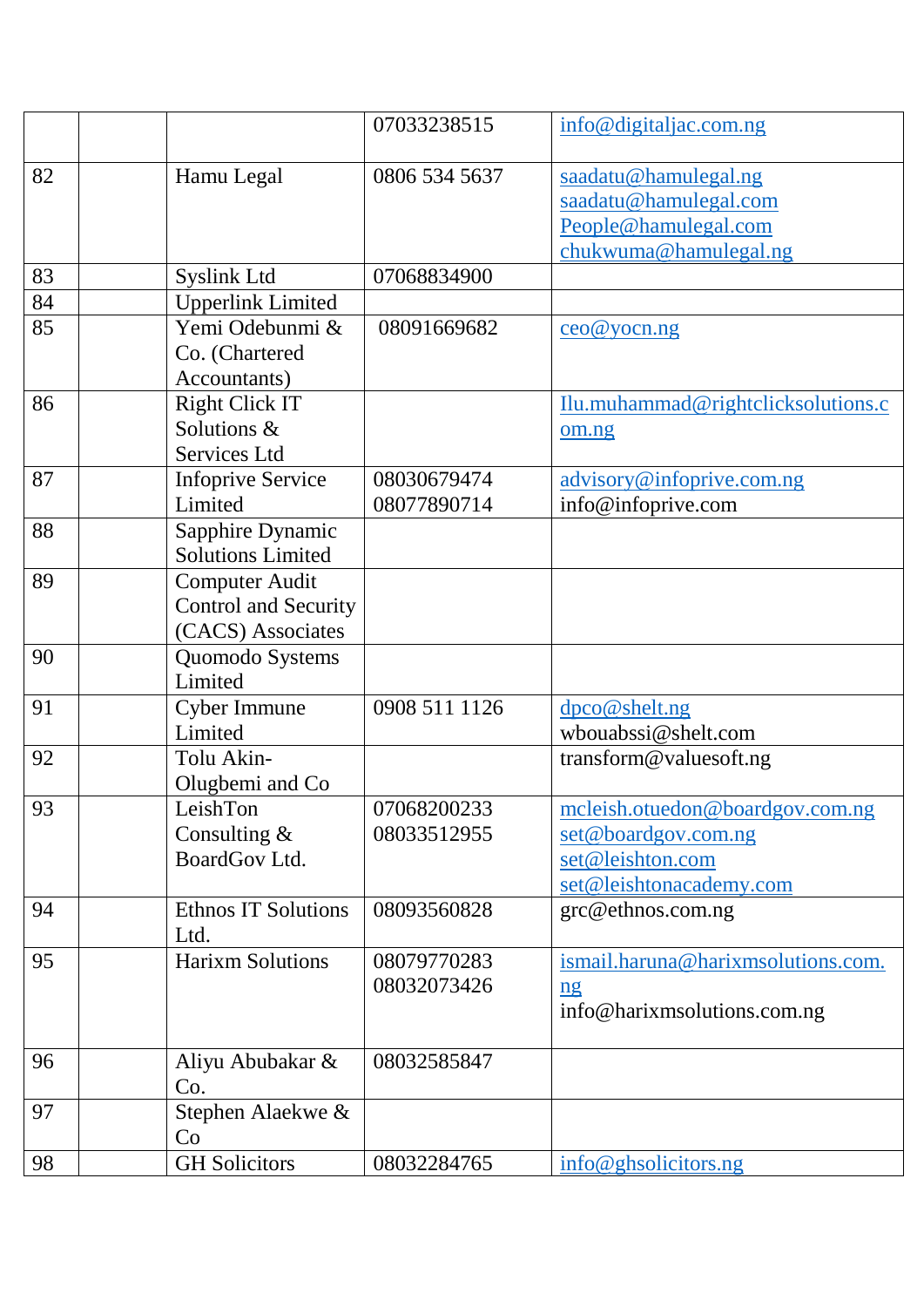| | | | | |
|---|---|---|---|---|
| | | | 07033238515 | info@digitaljac.com.ng |
| 82 | | Hamu Legal | 0806 534 5637 | saadatu@hamulegal.ng<br>saadatu@hamulegal.com<br>People@hamulegal.com<br>chukwuma@hamulegal.ng |
| 83 | | Syslink Ltd | 07068834900 | |
| 84 | | Upperlink Limited | | |
| 85 | | Yemi Odebunmi & Co. (Chartered Accountants) | 08091669682 | ceo@yocn.ng |
| 86 | | Right Click IT Solutions & Services Ltd | | Ilu.muhammad@rightclicksolutions.com.ng |
| 87 | | Infoprive Service Limited | 08030679474<br>08077890714 | advisory@infoprive.com.ng<br>info@infoprive.com |
| 88 | | Sapphire Dynamic Solutions Limited | | |
| 89 | | Computer Audit Control and Security (CACS) Associates | | |
| 90 | | Quomodo Systems Limited | | |
| 91 | | Cyber Immune Limited | 0908 511 1126 | dpco@shelt.ng<br>wbouabssi@shelt.com |
| 92 | | Tolu Akin-Olugbemi and Co | | transform@valuesoft.ng |
| 93 | | LeishTon Consulting & BoardGov Ltd. | 07068200233<br>08033512955 | mcleish.otuedon@boardgov.com.ng<br>set@boardgov.com.ng<br>set@leishton.com<br>set@leishtonacademy.com |
| 94 | | Ethnos IT Solutions Ltd. | 08093560828 | grc@ethnos.com.ng |
| 95 | | Harixm Solutions | 08079770283<br>08032073426 | ismail.haruna@harixmsolutions.com.ng<br>info@harixmsolutions.com.ng |
| 96 | | Aliyu Abubakar & Co. | 08032585847 | |
| 97 | | Stephen Alaekwe & Co | | |
| 98 | | GH Solicitors | 08032284765 | info@ghsolicitors.ng |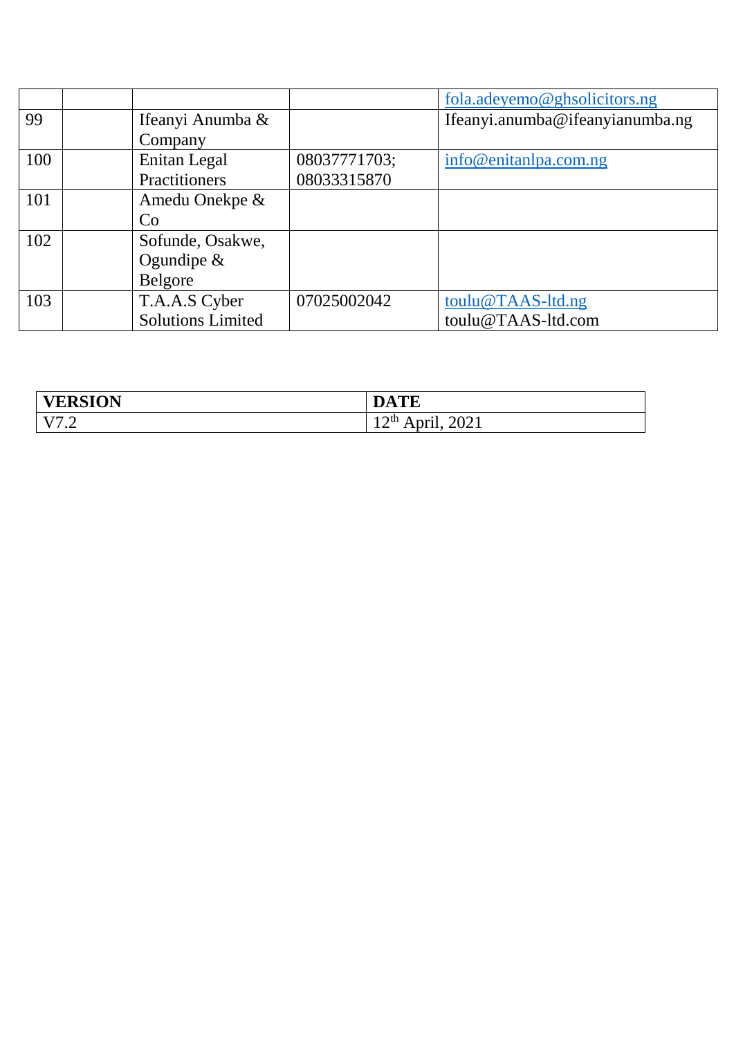| | | | | |
|---|---|---|---|---|
| | | | | fola.adeyemo@ghsolicitors.ng |
| 99 | | Ifeanyi Anumba & Company | | Ifeanyi.anumba@ifeanyianumba.ng |
| 100 | | Enitan Legal Practitioners | 08037771703; 08033315870 | info@enitanlpa.com.ng |
| 101 | | Amedu Onekpe & Co | | |
| 102 | | Sofunde, Osakwe, Ogundipe & Belgore | | |
| 103 | | T.A.A.S Cyber Solutions Limited | 07025002042 | toulu@TAAS-ltd.ng toulu@TAAS-ltd.com |

| VERSION | DATE |
|---|---|
| V7.2 | 12th April, 2021 |